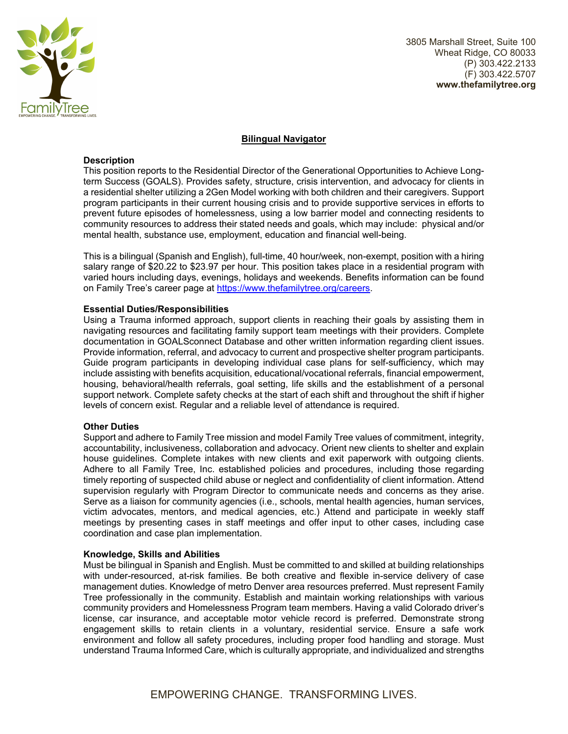3805 Marshall Street, Suite 100
Wheat Ridge, CO 80033
(P) 303.422.2133
(F) 303.422.5707
**www.thefamilytree.org**

# Bilingual Navigator

### Description

This position reports to the Residential Director of the Generational Opportunities to Achieve Long-term Success (GOALS). Provides safety, structure, crisis intervention, and advocacy for clients in a residential shelter utilizing a 2Gen Model working with both children and their caregivers. Support program participants in their current housing crisis and to provide supportive services in efforts to prevent future episodes of homelessness, using a low barrier model and connecting residents to community resources to address their stated needs and goals, which may include: physical and/or mental health, substance use, employment, education and financial well-being.

This is a bilingual (Spanish and English), full-time, 40 hour/week, non-exempt, position with a hiring salary range of $20.22 to $23.97 per hour. This position takes place in a residential program with varied hours including days, evenings, holidays and weekends. Benefits information can be found on Family Tree's career page at https://www.thefamilytree.org/careers.

### Essential Duties/Responsibilities

Using a Trauma informed approach, support clients in reaching their goals by assisting them in navigating resources and facilitating family support team meetings with their providers. Complete documentation in GOALSconnect Database and other written information regarding client issues. Provide information, referral, and advocacy to current and prospective shelter program participants. Guide program participants in developing individual case plans for self-sufficiency, which may include assisting with benefits acquisition, educational/vocational referrals, financial empowerment, housing, behavioral/health referrals, goal setting, life skills and the establishment of a personal support network. Complete safety checks at the start of each shift and throughout the shift if higher levels of concern exist. Regular and a reliable level of attendance is required.

### Other Duties

Support and adhere to Family Tree mission and model Family Tree values of commitment, integrity, accountability, inclusiveness, collaboration and advocacy. Orient new clients to shelter and explain house guidelines. Complete intakes with new clients and exit paperwork with outgoing clients. Adhere to all Family Tree, Inc. established policies and procedures, including those regarding timely reporting of suspected child abuse or neglect and confidentiality of client information. Attend supervision regularly with Program Director to communicate needs and concerns as they arise. Serve as a liaison for community agencies (i.e., schools, mental health agencies, human services, victim advocates, mentors, and medical agencies, etc.) Attend and participate in weekly staff meetings by presenting cases in staff meetings and offer input to other cases, including case coordination and case plan implementation.

### Knowledge, Skills and Abilities

Must be bilingual in Spanish and English. Must be committed to and skilled at building relationships with under-resourced, at-risk families. Be both creative and flexible in-service delivery of case management duties. Knowledge of metro Denver area resources preferred. Must represent Family Tree professionally in the community. Establish and maintain working relationships with various community providers and Homelessness Program team members. Having a valid Colorado driver's license, car insurance, and acceptable motor vehicle record is preferred. Demonstrate strong engagement skills to retain clients in a voluntary, residential service. Ensure a safe work environment and follow all safety procedures, including proper food handling and storage. Must understand Trauma Informed Care, which is culturally appropriate, and individualized and strengths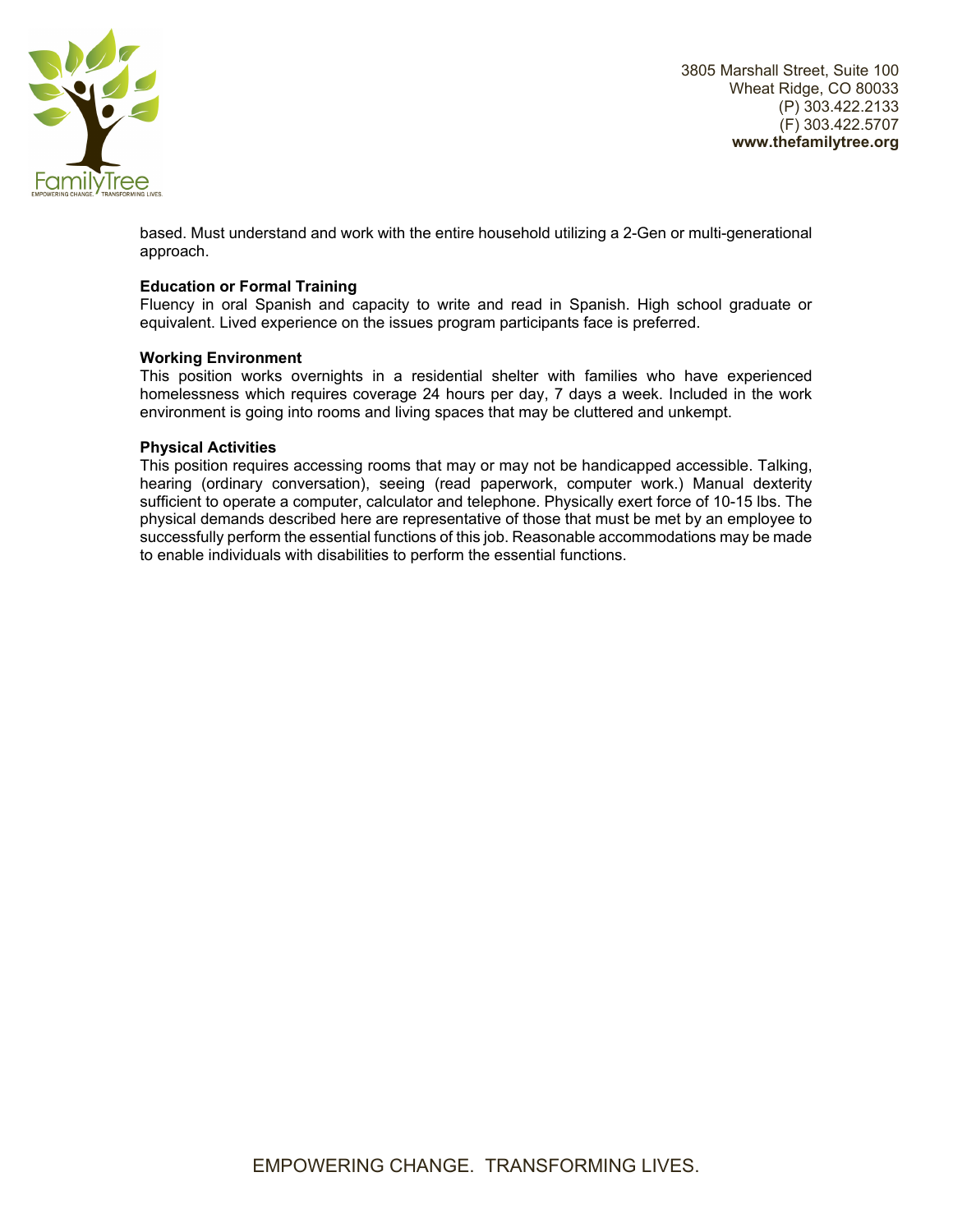based. Must understand and work with the entire household utilizing a 2-Gen or multi-generational approach.

**Education or Formal Training**

Fluency in oral Spanish and capacity to write and read in Spanish. High school graduate or equivalent. Lived experience on the issues program participants face is preferred.

**Working Environment**

This position works overnights in a residential shelter with families who have experienced homelessness which requires coverage 24 hours per day, 7 days a week. Included in the work environment is going into rooms and living spaces that may be cluttered and unkempt.

**Physical Activities**

This position requires accessing rooms that may or may not be handicapped accessible. Talking, hearing (ordinary conversation), seeing (read paperwork, computer work.) Manual dexterity sufficient to operate a computer, calculator and telephone. Physically exert force of 10-15 lbs. The physical demands described here are representative of those that must be met by an employee to successfully perform the essential functions of this job. Reasonable accommodations may be made to enable individuals with disabilities to perform the essential functions.